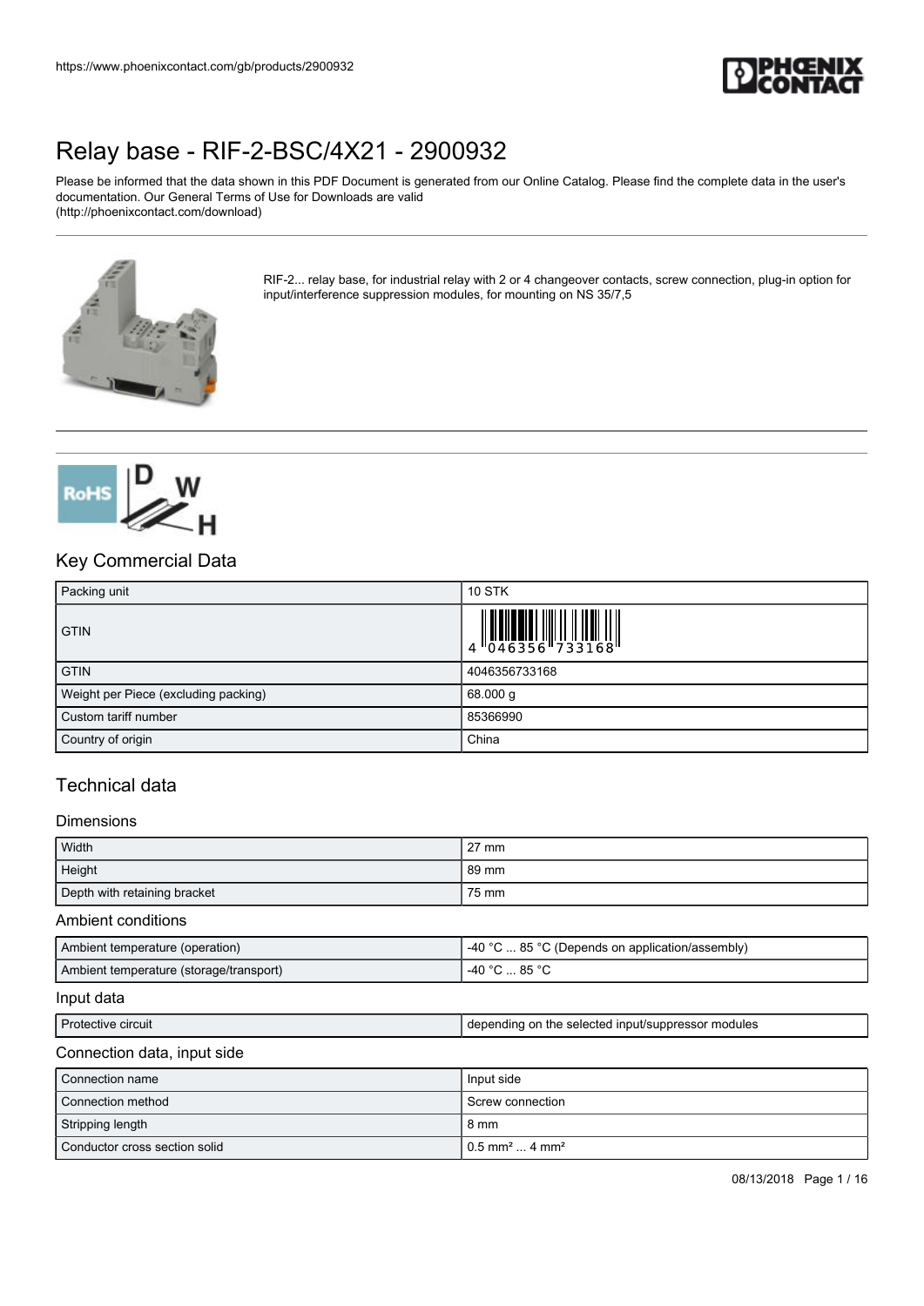# Relay base - RIF-2-BSC/4X21 - 2900932

Please be informed that the data shown in this PDF Document is generated from our Online Catalog. Please find the complete data in the user's documentation. Our General Terms of Use for Downloads are valid (http://phoenixcontact.com/download)

RIF-2... relay base, for industrial relay with 2 or 4 changeover contacts, screw connection, plug-in option for input/interference suppression modules, for mounting on NS 35/7,5

## Key Commercial Data

| Packing unit | 10 STK |
|---|---|
| GTIN | 4 046356 733168 |
| GTIN | 4046356733168 |
| Weight per Piece (excluding packing) | 68.000 g |
| Custom tariff number | 85366990 |
| Country of origin | China |

## Technical data

### Dimensions

| Width | 27 mm |
|---|---|
| Height | 89 mm |
| Depth with retaining bracket | 75 mm |

### Ambient conditions

| Ambient temperature (operation) | -40 °C ... 85 °C (Depends on application/assembly) |
|---|---|
| Ambient temperature (storage/transport) | -40 °C ... 85 °C |

### Input data

| Protective circuit | depending on the selected input/suppressor modules |
|---|---|

### Connection data, input side

| Connection name | Input side |
|---|---|
| Connection method | Screw connection |
| Stripping length | 8 mm |
| Conductor cross section solid | 0.5 mm² ... 4 mm² |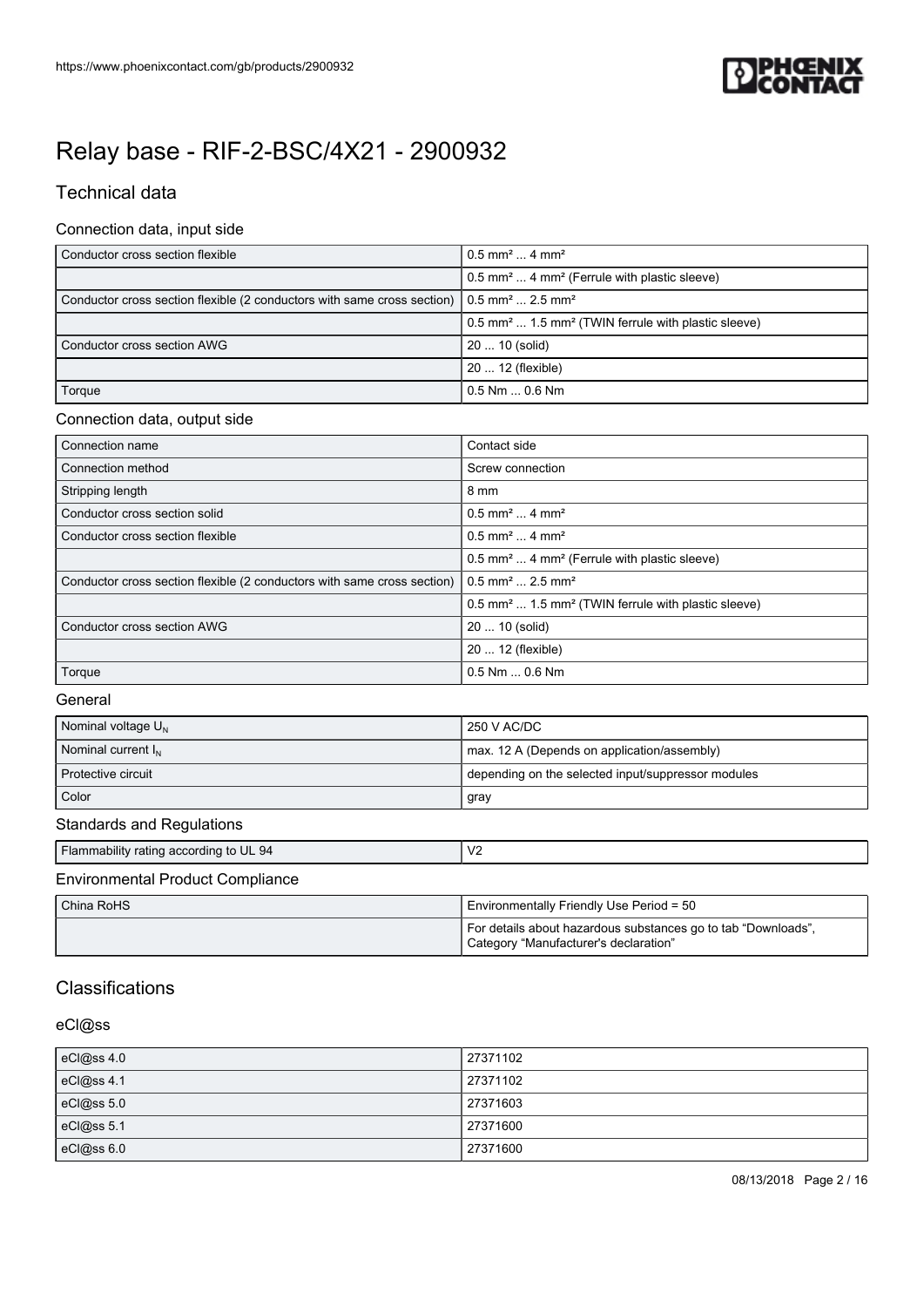# Relay base - RIF-2-BSC/4X21 - 2900932

## Technical data

### Connection data, input side

| | |
|---|---|
| Conductor cross section flexible | 0.5 mm² ... 4 mm² |
| | 0.5 mm² ... 4 mm² (Ferrule with plastic sleeve) |
| Conductor cross section flexible (2 conductors with same cross section) | 0.5 mm² ... 2.5 mm² |
| | 0.5 mm² ... 1.5 mm² (TWIN ferrule with plastic sleeve) |
| Conductor cross section AWG | 20 ... 10 (solid) |
| | 20 ... 12 (flexible) |
| Torque | 0.5 Nm ... 0.6 Nm |

### Connection data, output side

| | |
|---|---|
| Connection name | Contact side |
| Connection method | Screw connection |
| Stripping length | 8 mm |
| Conductor cross section solid | 0.5 mm² ... 4 mm² |
| Conductor cross section flexible | 0.5 mm² ... 4 mm² |
| | 0.5 mm² ... 4 mm² (Ferrule with plastic sleeve) |
| Conductor cross section flexible (2 conductors with same cross section) | 0.5 mm² ... 2.5 mm² |
| | 0.5 mm² ... 1.5 mm² (TWIN ferrule with plastic sleeve) |
| Conductor cross section AWG | 20 ... 10 (solid) |
| | 20 ... 12 (flexible) |
| Torque | 0.5 Nm ... 0.6 Nm |

### General

| | |
|---|---|
| Nominal voltage $U_N$ | 250 V AC/DC |
| Nominal current $I_N$ | max. 12 A (Depends on application/assembly) |
| Protective circuit | depending on the selected input/suppressor modules |
| Color | gray |

### Standards and Regulations

| | |
|---|---|
| Flammability rating according to UL 94 | V2 |

### Environmental Product Compliance

| | |
|---|---|
| China RoHS | Environmentally Friendly Use Period = 50 |
| | For details about hazardous substances go to tab "Downloads", Category "Manufacturer's declaration" |

## Classifications

### eCl@ss

| | |
|---|---|
| eCl@ss 4.0 | 27371102 |
| eCl@ss 4.1 | 27371102 |
| eCl@ss 5.0 | 27371603 |
| eCl@ss 5.1 | 27371600 |
| eCl@ss 6.0 | 27371600 |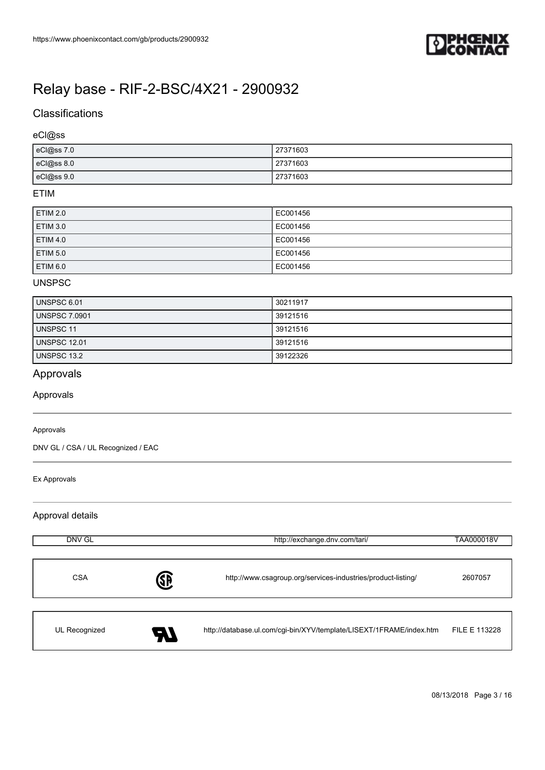# Relay base - RIF-2-BSC/4X21 - 2900932

## Classifications

### eCl@ss

| | |
|---|---|
| eCl@ss 7.0 | 27371603 |
| eCl@ss 8.0 | 27371603 |
| eCl@ss 9.0 | 27371603 |

### ETIM

| | |
|---|---|
| ETIM 2.0 | EC001456 |
| ETIM 3.0 | EC001456 |
| ETIM 4.0 | EC001456 |
| ETIM 5.0 | EC001456 |
| ETIM 6.0 | EC001456 |

### UNSPSC

| | |
|---|---|
| UNSPSC 6.01 | 30211917 |
| UNSPSC 7.0901 | 39121516 |
| UNSPSC 11 | 39121516 |
| UNSPSC 12.01 | 39121516 |
| UNSPSC 13.2 | 39122326 |

## Approvals

### Approvals

Approvals

DNV GL / CSA / UL Recognized / EAC

Ex Approvals

### Approval details

| | | |
|---|---|---|
| DNV GL | http://exchange.dnv.com/tari/ | TAA000018V |

| | | |
|---|---|---|
| CSA | http://www.csagroup.org/services-industries/product-listing/ | 2607057 |

| | | |
|---|---|---|
| UL Recognized | http://database.ul.com/cgi-bin/XYV/template/LISEXT/1FRAME/index.htm | FILE E 113228 |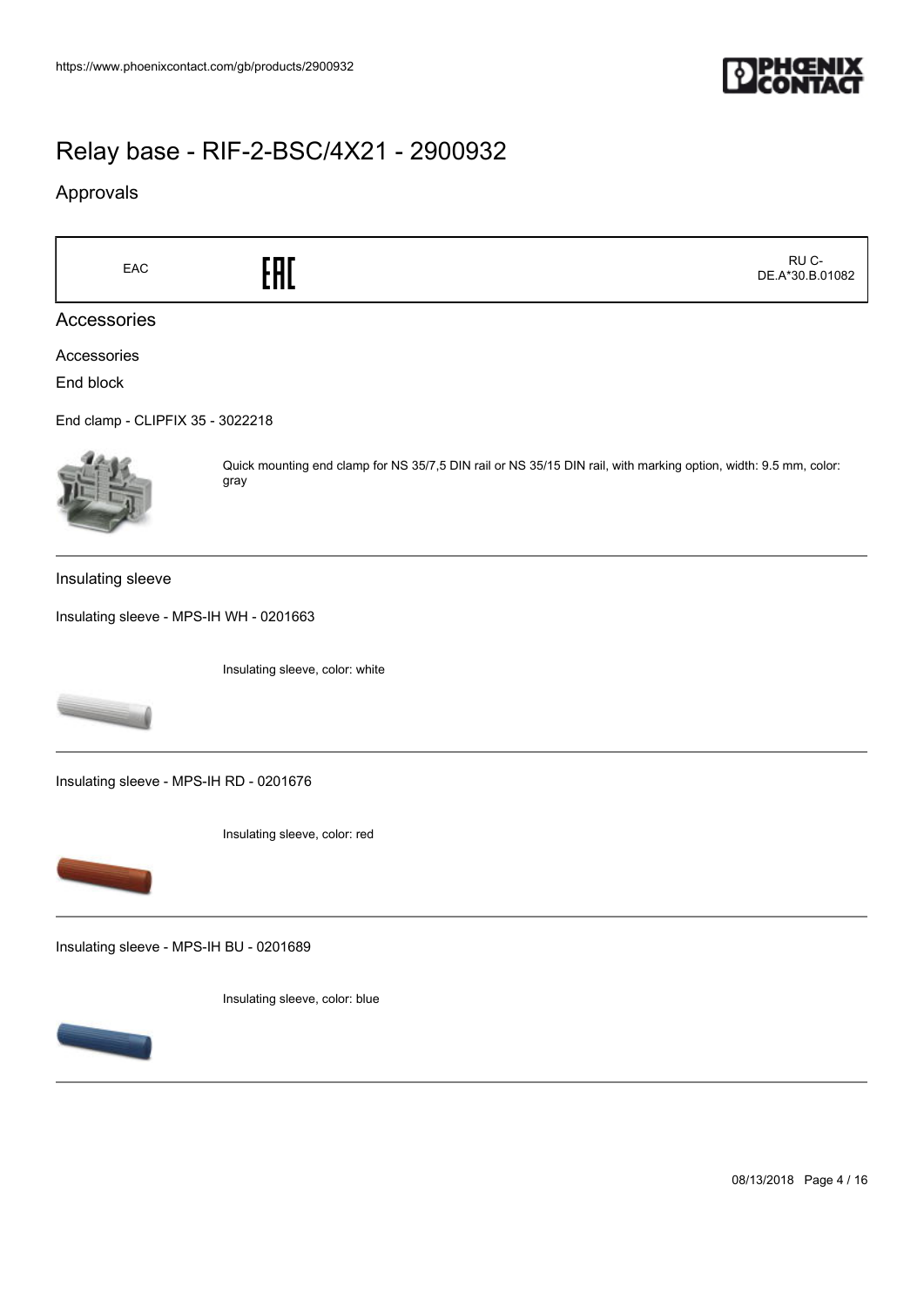# Relay base - RIF-2-BSC/4X21 - 2900932

## Approvals

| EAC | EAC | RU C-DE.A*30.B.01082 |
|---|---|---|

## Accessories

Accessories

End block

End clamp - CLIPFIX 35 - 3022218

Quick mounting end clamp for NS 35/7,5 DIN rail or NS 35/15 DIN rail, with marking option, width: 9.5 mm, color: gray

---

Insulating sleeve

Insulating sleeve - MPS-IH WH - 0201663

Insulating sleeve, color: white

---

Insulating sleeve - MPS-IH RD - 0201676

Insulating sleeve, color: red

---

Insulating sleeve - MPS-IH BU - 0201689

Insulating sleeve, color: blue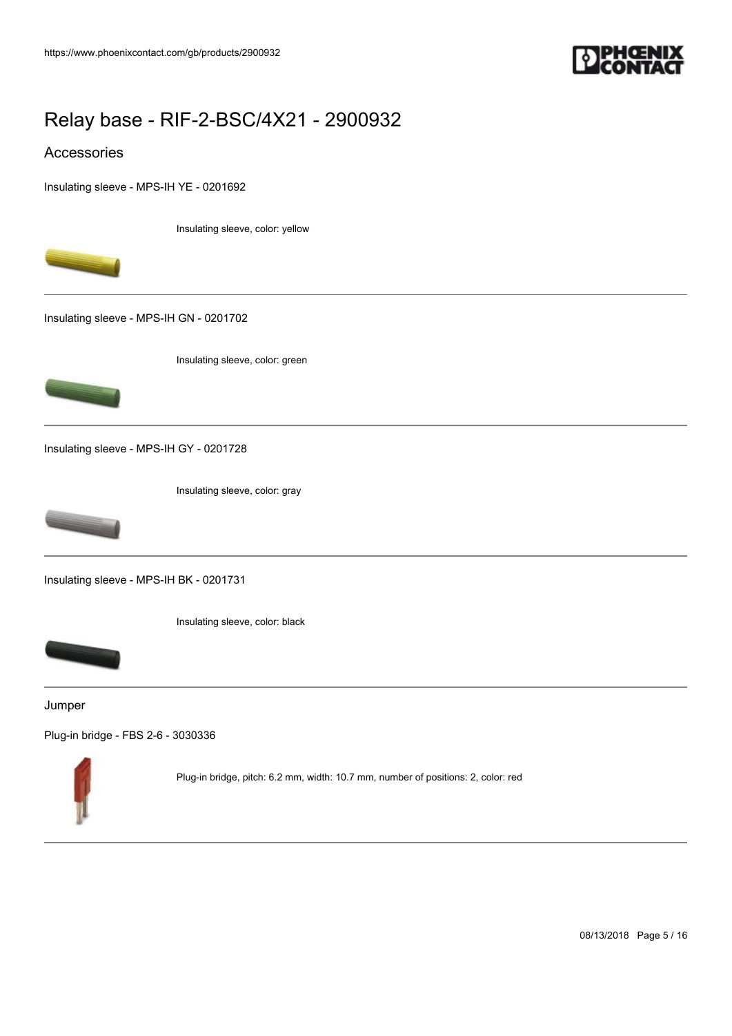# Relay base - RIF-2-BSC/4X21 - 2900932

## Accessories

Insulating sleeve - MPS-IH YE - 0201692

Insulating sleeve, color: yellow

Insulating sleeve - MPS-IH GN - 0201702

Insulating sleeve, color: green

Insulating sleeve - MPS-IH GY - 0201728

Insulating sleeve, color: gray

Insulating sleeve - MPS-IH BK - 0201731

Insulating sleeve, color: black

### Jumper

Plug-in bridge - FBS 2-6 - 3030336

Plug-in bridge, pitch: 6.2 mm, width: 10.7 mm, number of positions: 2, color: red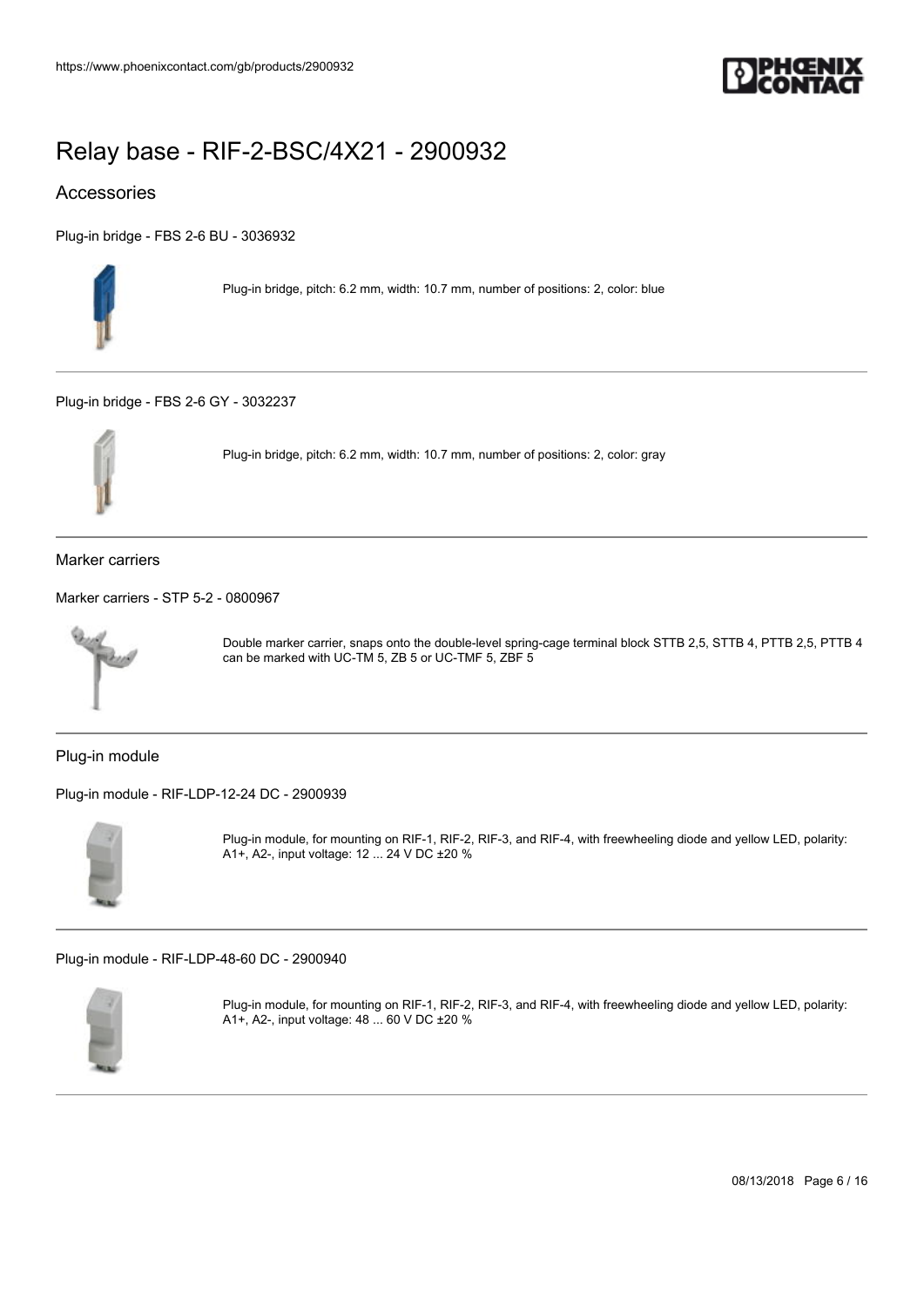# Relay base - RIF-2-BSC/4X21 - 2900932

## Accessories

Plug-in bridge - FBS 2-6 BU - 3036932

Plug-in bridge, pitch: 6.2 mm, width: 10.7 mm, number of positions: 2, color: blue

---

Plug-in bridge - FBS 2-6 GY - 3032237

Plug-in bridge, pitch: 6.2 mm, width: 10.7 mm, number of positions: 2, color: gray

---

### Marker carriers

Marker carriers - STP 5-2 - 0800967

Double marker carrier, snaps onto the double-level spring-cage terminal block STTB 2,5, STTB 4, PTTB 2,5, PTTB 4 can be marked with UC-TM 5, ZB 5 or UC-TMF 5, ZBF 5

---

### Plug-in module

Plug-in module - RIF-LDP-12-24 DC - 2900939

Plug-in module, for mounting on RIF-1, RIF-2, RIF-3, and RIF-4, with freewheeling diode and yellow LED, polarity: A1+, A2-, input voltage: 12 ... 24 V DC ±20 %

---

Plug-in module - RIF-LDP-48-60 DC - 2900940

Plug-in module, for mounting on RIF-1, RIF-2, RIF-3, and RIF-4, with freewheeling diode and yellow LED, polarity: A1+, A2-, input voltage: 48 ... 60 V DC ±20 %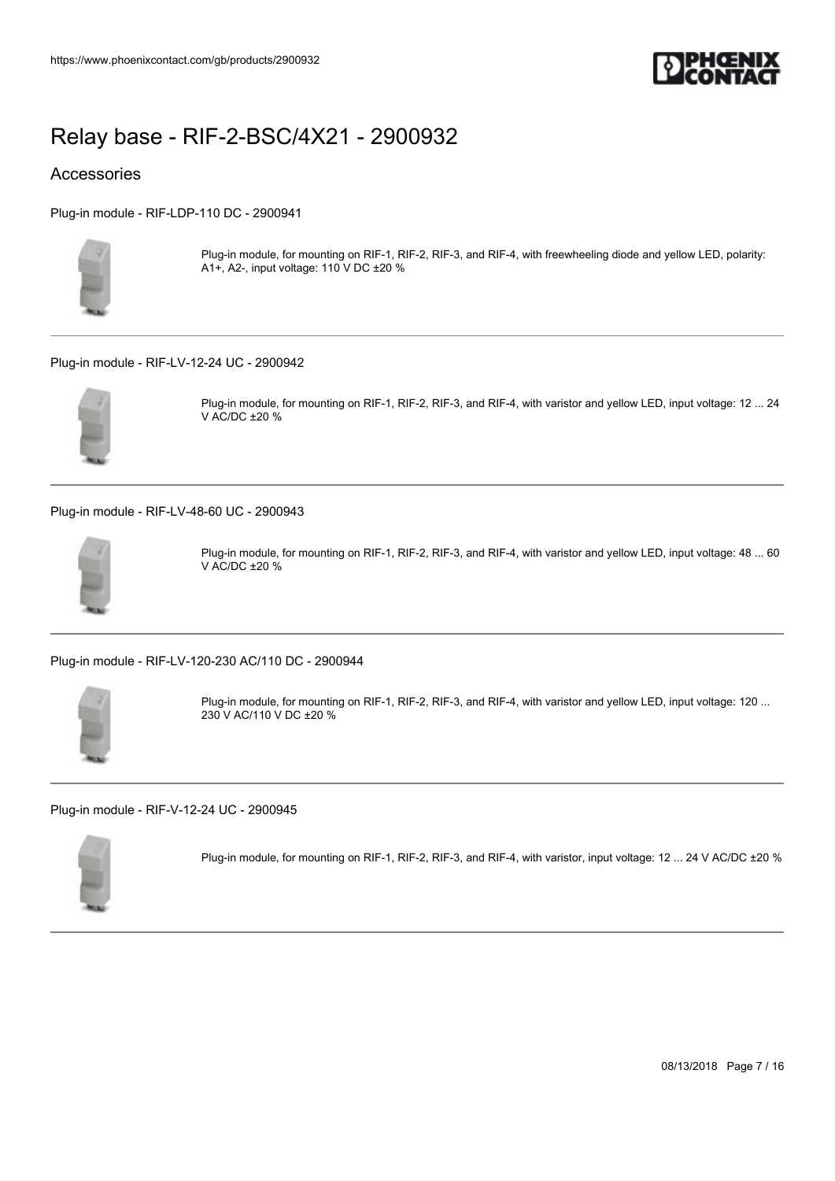# Relay base - RIF-2-BSC/4X21 - 2900932

## Accessories

Plug-in module - RIF-LDP-110 DC - 2900941

Plug-in module, for mounting on RIF-1, RIF-2, RIF-3, and RIF-4, with freewheeling diode and yellow LED, polarity: A1+, A2-, input voltage: 110 V DC ±20 %

---

Plug-in module - RIF-LV-12-24 UC - 2900942

Plug-in module, for mounting on RIF-1, RIF-2, RIF-3, and RIF-4, with varistor and yellow LED, input voltage: 12 ... 24 V AC/DC ±20 %

---

Plug-in module - RIF-LV-48-60 UC - 2900943

Plug-in module, for mounting on RIF-1, RIF-2, RIF-3, and RIF-4, with varistor and yellow LED, input voltage: 48 ... 60 V AC/DC ±20 %

---

Plug-in module - RIF-LV-120-230 AC/110 DC - 2900944

Plug-in module, for mounting on RIF-1, RIF-2, RIF-3, and RIF-4, with varistor and yellow LED, input voltage: 120 ... 230 V AC/110 V DC ±20 %

---

Plug-in module - RIF-V-12-24 UC - 2900945

Plug-in module, for mounting on RIF-1, RIF-2, RIF-3, and RIF-4, with varistor, input voltage: 12 ... 24 V AC/DC ±20 %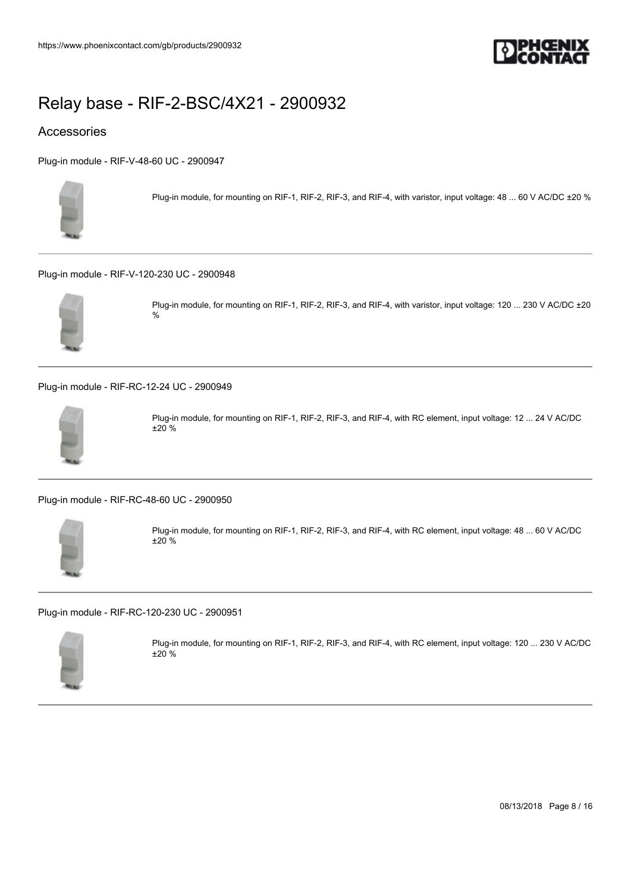# Relay base - RIF-2-BSC/4X21 - 2900932

## Accessories

Plug-in module - RIF-V-48-60 UC - 2900947

Plug-in module, for mounting on RIF-1, RIF-2, RIF-3, and RIF-4, with varistor, input voltage: 48 ... 60 V AC/DC ±20 %

---

Plug-in module - RIF-V-120-230 UC - 2900948

Plug-in module, for mounting on RIF-1, RIF-2, RIF-3, and RIF-4, with varistor, input voltage: 120 ... 230 V AC/DC ±20 %

---

Plug-in module - RIF-RC-12-24 UC - 2900949

Plug-in module, for mounting on RIF-1, RIF-2, RIF-3, and RIF-4, with RC element, input voltage: 12 ... 24 V AC/DC ±20 %

---

Plug-in module - RIF-RC-48-60 UC - 2900950

Plug-in module, for mounting on RIF-1, RIF-2, RIF-3, and RIF-4, with RC element, input voltage: 48 ... 60 V AC/DC ±20 %

---

Plug-in module - RIF-RC-120-230 UC - 2900951

Plug-in module, for mounting on RIF-1, RIF-2, RIF-3, and RIF-4, with RC element, input voltage: 120 ... 230 V AC/DC ±20 %

---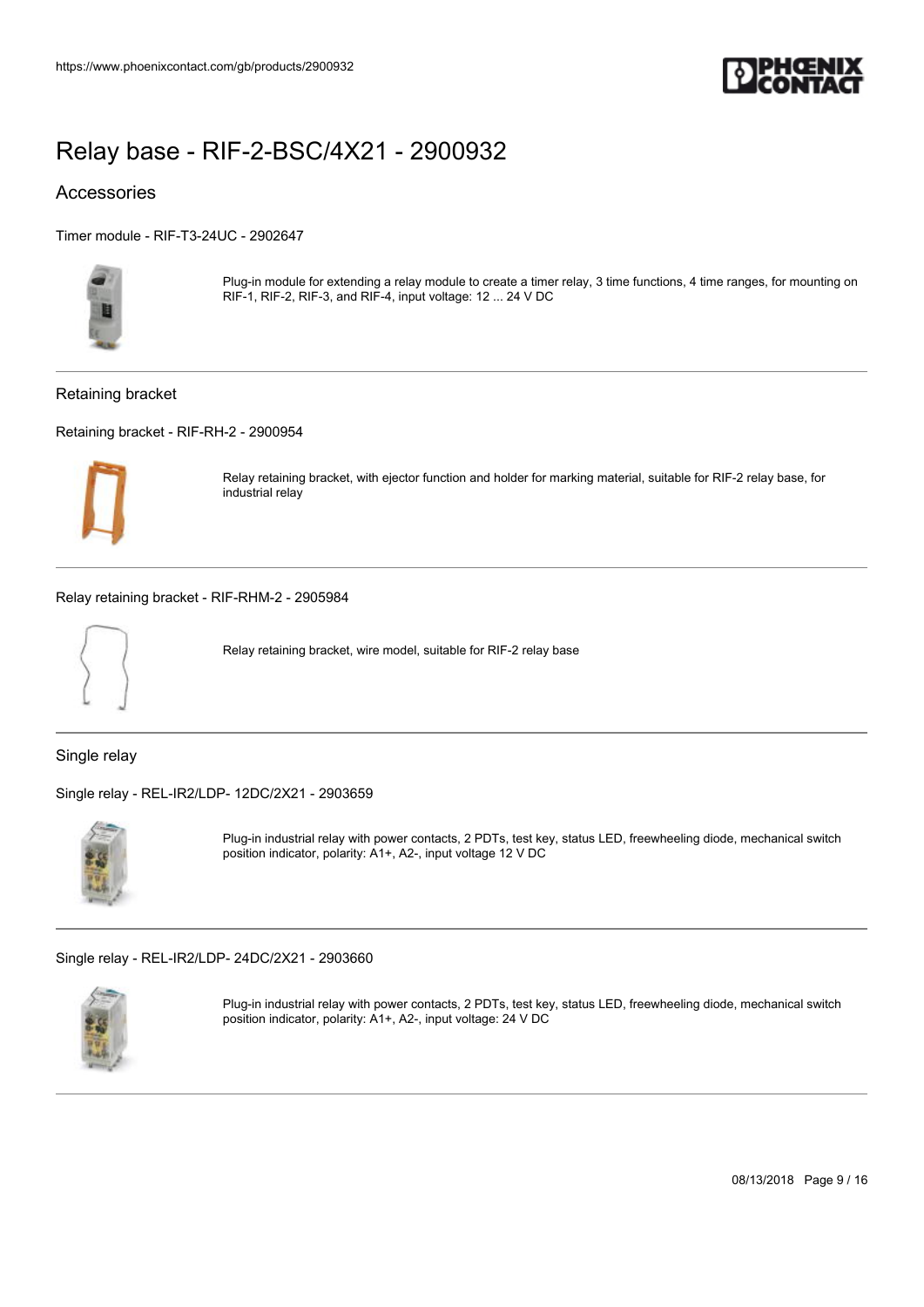# Relay base - RIF-2-BSC/4X21 - 2900932

## Accessories

Timer module - RIF-T3-24UC - 2902647

Plug-in module for extending a relay module to create a timer relay, 3 time functions, 4 time ranges, for mounting on RIF-1, RIF-2, RIF-3, and RIF-4, input voltage: 12 ... 24 V DC

### Retaining bracket

Retaining bracket - RIF-RH-2 - 2900954

Relay retaining bracket, with ejector function and holder for marking material, suitable for RIF-2 relay base, for industrial relay

Relay retaining bracket - RIF-RHM-2 - 2905984

Relay retaining bracket, wire model, suitable for RIF-2 relay base

### Single relay

Single relay - REL-IR2/LDP- 12DC/2X21 - 2903659

Plug-in industrial relay with power contacts, 2 PDTs, test key, status LED, freewheeling diode, mechanical switch position indicator, polarity: A1+, A2-, input voltage 12 V DC

Single relay - REL-IR2/LDP- 24DC/2X21 - 2903660

Plug-in industrial relay with power contacts, 2 PDTs, test key, status LED, freewheeling diode, mechanical switch position indicator, polarity: A1+, A2-, input voltage: 24 V DC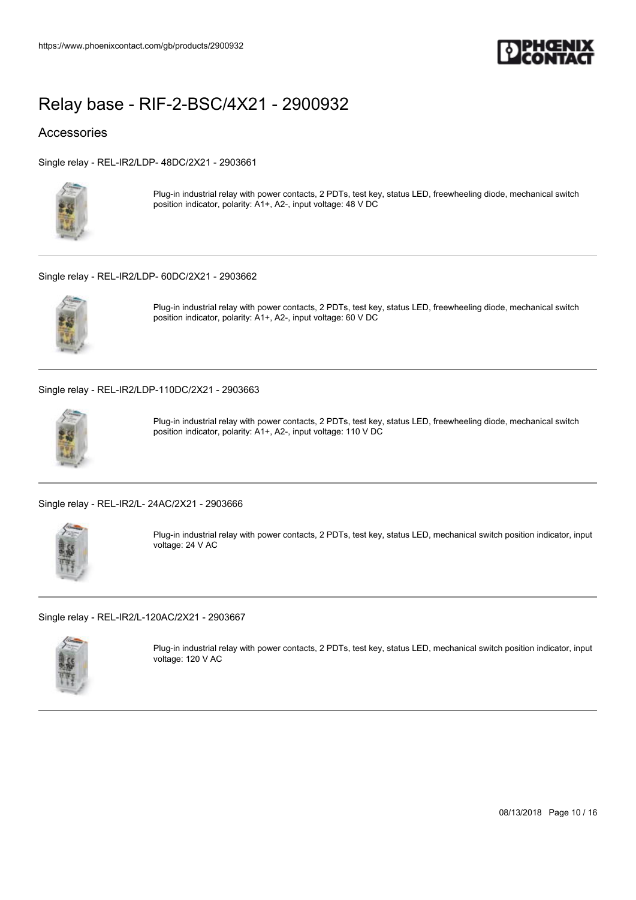# Relay base - RIF-2-BSC/4X21 - 2900932

## Accessories

Single relay - REL-IR2/LDP- 48DC/2X21 - 2903661

Plug-in industrial relay with power contacts, 2 PDTs, test key, status LED, freewheeling diode, mechanical switch position indicator, polarity: A1+, A2-, input voltage: 48 V DC

---

Single relay - REL-IR2/LDP- 60DC/2X21 - 2903662

Plug-in industrial relay with power contacts, 2 PDTs, test key, status LED, freewheeling diode, mechanical switch position indicator, polarity: A1+, A2-, input voltage: 60 V DC

---

Single relay - REL-IR2/LDP-110DC/2X21 - 2903663

Plug-in industrial relay with power contacts, 2 PDTs, test key, status LED, freewheeling diode, mechanical switch position indicator, polarity: A1+, A2-, input voltage: 110 V DC

---

Single relay - REL-IR2/L- 24AC/2X21 - 2903666

Plug-in industrial relay with power contacts, 2 PDTs, test key, status LED, mechanical switch position indicator, input voltage: 24 V AC

---

Single relay - REL-IR2/L-120AC/2X21 - 2903667

Plug-in industrial relay with power contacts, 2 PDTs, test key, status LED, mechanical switch position indicator, input voltage: 120 V AC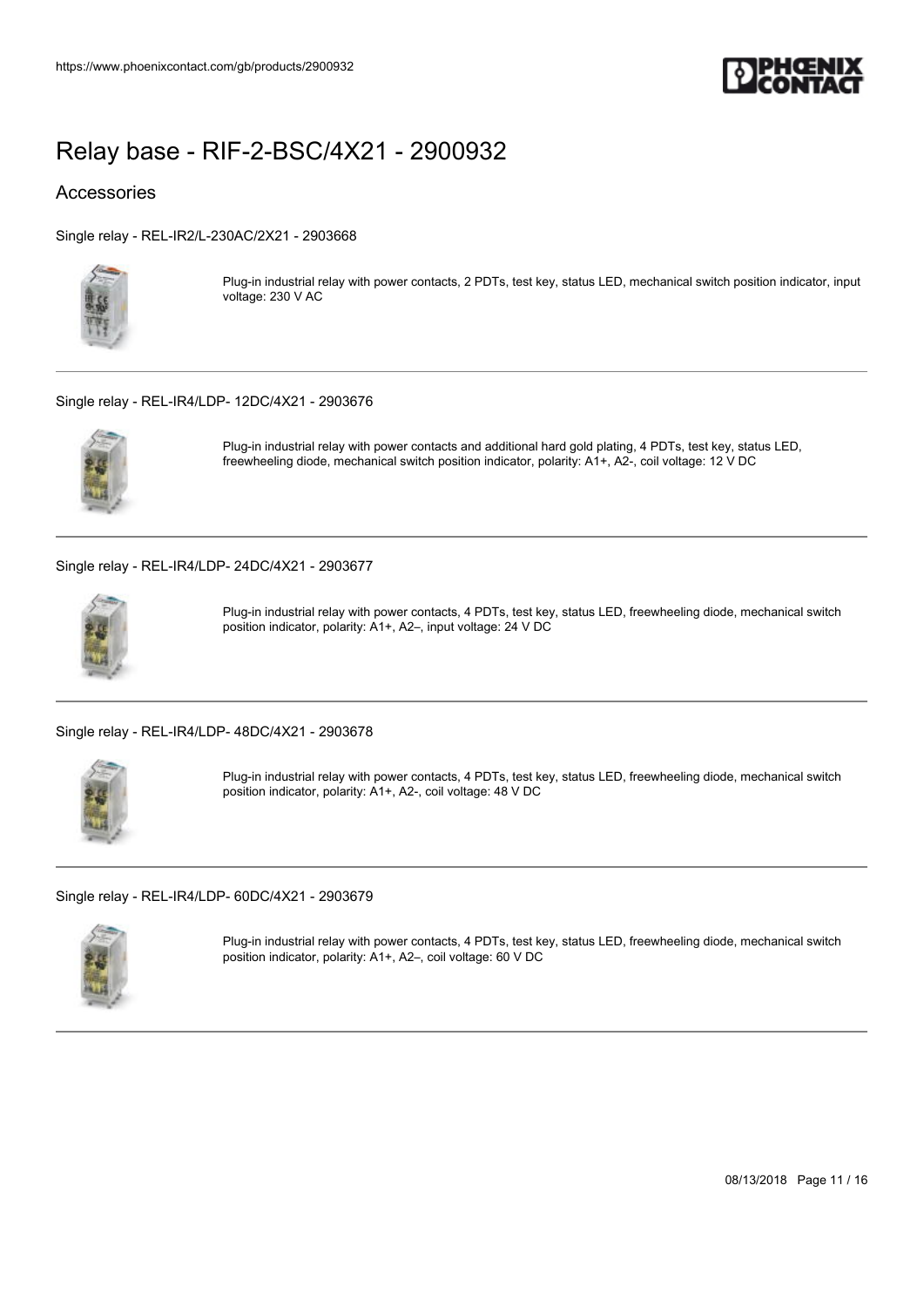# Relay base - RIF-2-BSC/4X21 - 2900932

## Accessories

Single relay - REL-IR2/L-230AC/2X21 - 2903668

Plug-in industrial relay with power contacts, 2 PDTs, test key, status LED, mechanical switch position indicator, input voltage: 230 V AC

---

Single relay - REL-IR4/LDP- 12DC/4X21 - 2903676

Plug-in industrial relay with power contacts and additional hard gold plating, 4 PDTs, test key, status LED, freewheeling diode, mechanical switch position indicator, polarity: A1+, A2-, coil voltage: 12 V DC

---

Single relay - REL-IR4/LDP- 24DC/4X21 - 2903677

Plug-in industrial relay with power contacts, 4 PDTs, test key, status LED, freewheeling diode, mechanical switch position indicator, polarity: A1+, A2–, input voltage: 24 V DC

---

Single relay - REL-IR4/LDP- 48DC/4X21 - 2903678

Plug-in industrial relay with power contacts, 4 PDTs, test key, status LED, freewheeling diode, mechanical switch position indicator, polarity: A1+, A2-, coil voltage: 48 V DC

---

Single relay - REL-IR4/LDP- 60DC/4X21 - 2903679

Plug-in industrial relay with power contacts, 4 PDTs, test key, status LED, freewheeling diode, mechanical switch position indicator, polarity: A1+, A2–, coil voltage: 60 V DC

---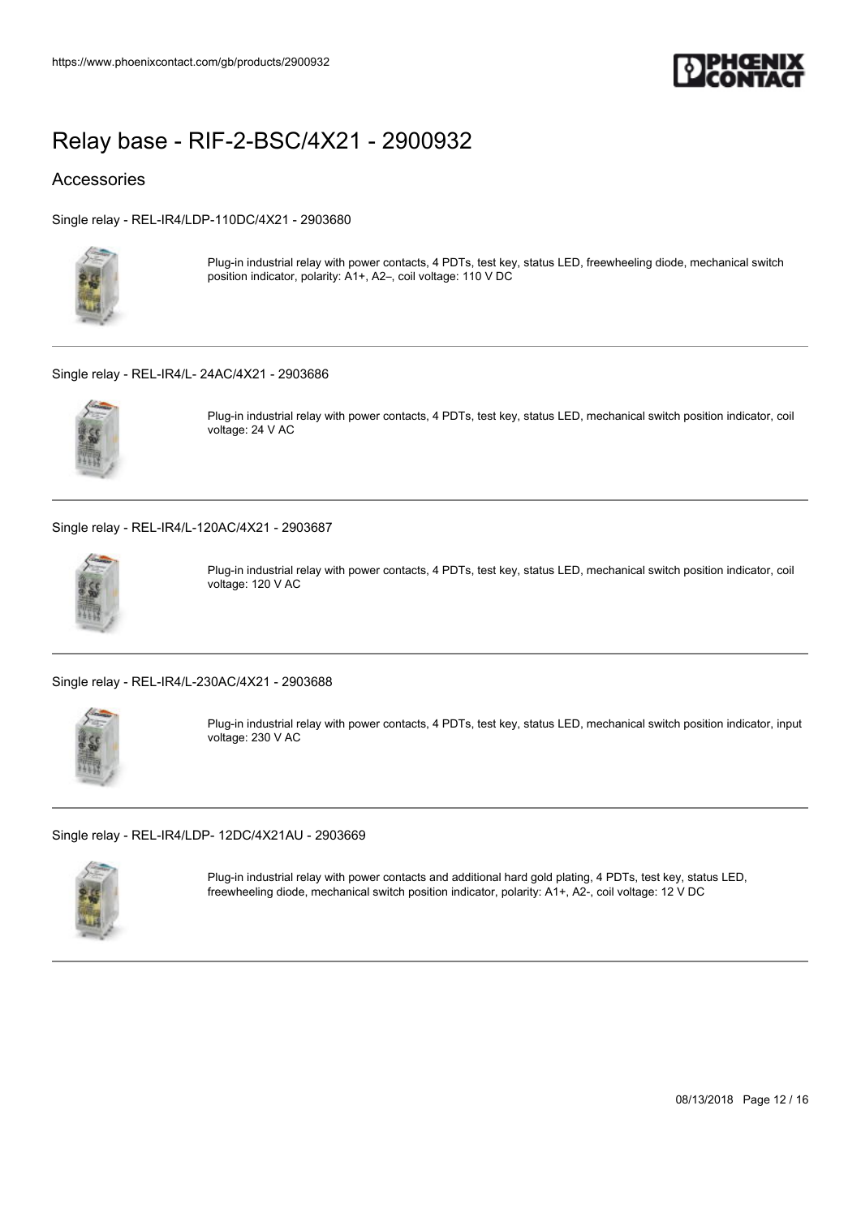# Relay base - RIF-2-BSC/4X21 - 2900932

## Accessories

Single relay - REL-IR4/LDP-110DC/4X21 - 2903680

Plug-in industrial relay with power contacts, 4 PDTs, test key, status LED, freewheeling diode, mechanical switch position indicator, polarity: A1+, A2–, coil voltage: 110 V DC

---

Single relay - REL-IR4/L- 24AC/4X21 - 2903686

Plug-in industrial relay with power contacts, 4 PDTs, test key, status LED, mechanical switch position indicator, coil voltage: 24 V AC

---

Single relay - REL-IR4/L-120AC/4X21 - 2903687

Plug-in industrial relay with power contacts, 4 PDTs, test key, status LED, mechanical switch position indicator, coil voltage: 120 V AC

---

Single relay - REL-IR4/L-230AC/4X21 - 2903688

Plug-in industrial relay with power contacts, 4 PDTs, test key, status LED, mechanical switch position indicator, input voltage: 230 V AC

---

Single relay - REL-IR4/LDP- 12DC/4X21AU - 2903669

Plug-in industrial relay with power contacts and additional hard gold plating, 4 PDTs, test key, status LED, freewheeling diode, mechanical switch position indicator, polarity: A1+, A2-, coil voltage: 12 V DC

---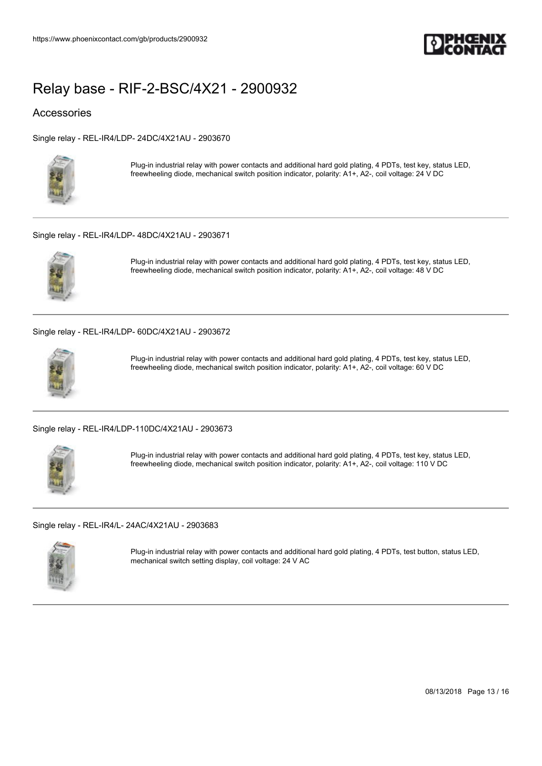# Relay base - RIF-2-BSC/4X21 - 2900932

## Accessories

Single relay - REL-IR4/LDP- 24DC/4X21AU - 2903670

Plug-in industrial relay with power contacts and additional hard gold plating, 4 PDTs, test key, status LED, freewheeling diode, mechanical switch position indicator, polarity: A1+, A2-, coil voltage: 24 V DC

---

Single relay - REL-IR4/LDP- 48DC/4X21AU - 2903671

Plug-in industrial relay with power contacts and additional hard gold plating, 4 PDTs, test key, status LED, freewheeling diode, mechanical switch position indicator, polarity: A1+, A2-, coil voltage: 48 V DC

---

Single relay - REL-IR4/LDP- 60DC/4X21AU - 2903672

Plug-in industrial relay with power contacts and additional hard gold plating, 4 PDTs, test key, status LED, freewheeling diode, mechanical switch position indicator, polarity: A1+, A2-, coil voltage: 60 V DC

---

Single relay - REL-IR4/LDP-110DC/4X21AU - 2903673

Plug-in industrial relay with power contacts and additional hard gold plating, 4 PDTs, test key, status LED, freewheeling diode, mechanical switch position indicator, polarity: A1+, A2-, coil voltage: 110 V DC

---

Single relay - REL-IR4/L- 24AC/4X21AU - 2903683

Plug-in industrial relay with power contacts and additional hard gold plating, 4 PDTs, test button, status LED, mechanical switch setting display, coil voltage: 24 V AC

---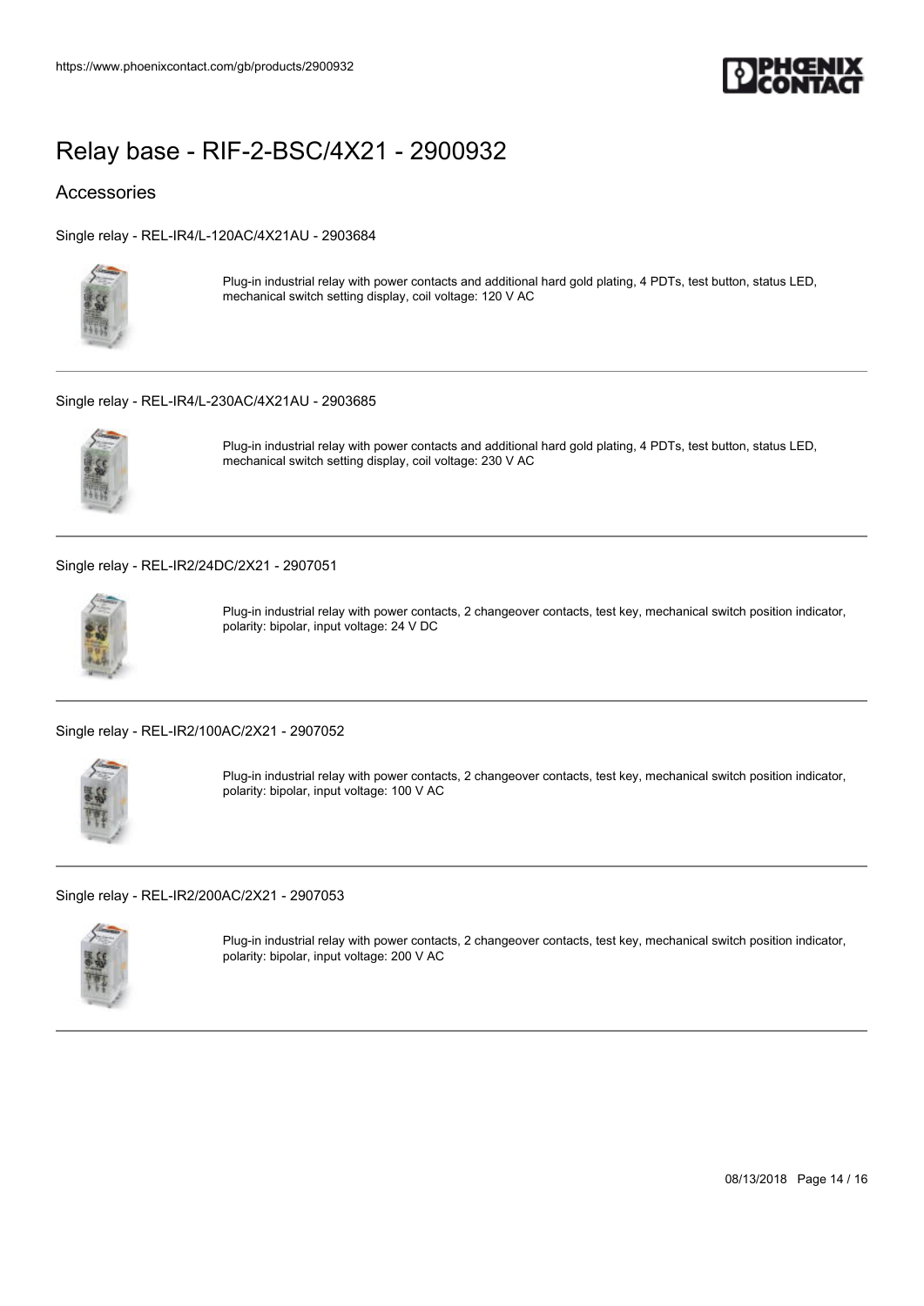# Relay base - RIF-2-BSC/4X21 - 2900932

## Accessories

Single relay - REL-IR4/L-120AC/4X21AU - 2903684

Plug-in industrial relay with power contacts and additional hard gold plating, 4 PDTs, test button, status LED, mechanical switch setting display, coil voltage: 120 V AC

---

Single relay - REL-IR4/L-230AC/4X21AU - 2903685

Plug-in industrial relay with power contacts and additional hard gold plating, 4 PDTs, test button, status LED, mechanical switch setting display, coil voltage: 230 V AC

---

Single relay - REL-IR2/24DC/2X21 - 2907051

Plug-in industrial relay with power contacts, 2 changeover contacts, test key, mechanical switch position indicator, polarity: bipolar, input voltage: 24 V DC

---

Single relay - REL-IR2/100AC/2X21 - 2907052

Plug-in industrial relay with power contacts, 2 changeover contacts, test key, mechanical switch position indicator, polarity: bipolar, input voltage: 100 V AC

---

Single relay - REL-IR2/200AC/2X21 - 2907053

Plug-in industrial relay with power contacts, 2 changeover contacts, test key, mechanical switch position indicator, polarity: bipolar, input voltage: 200 V AC

---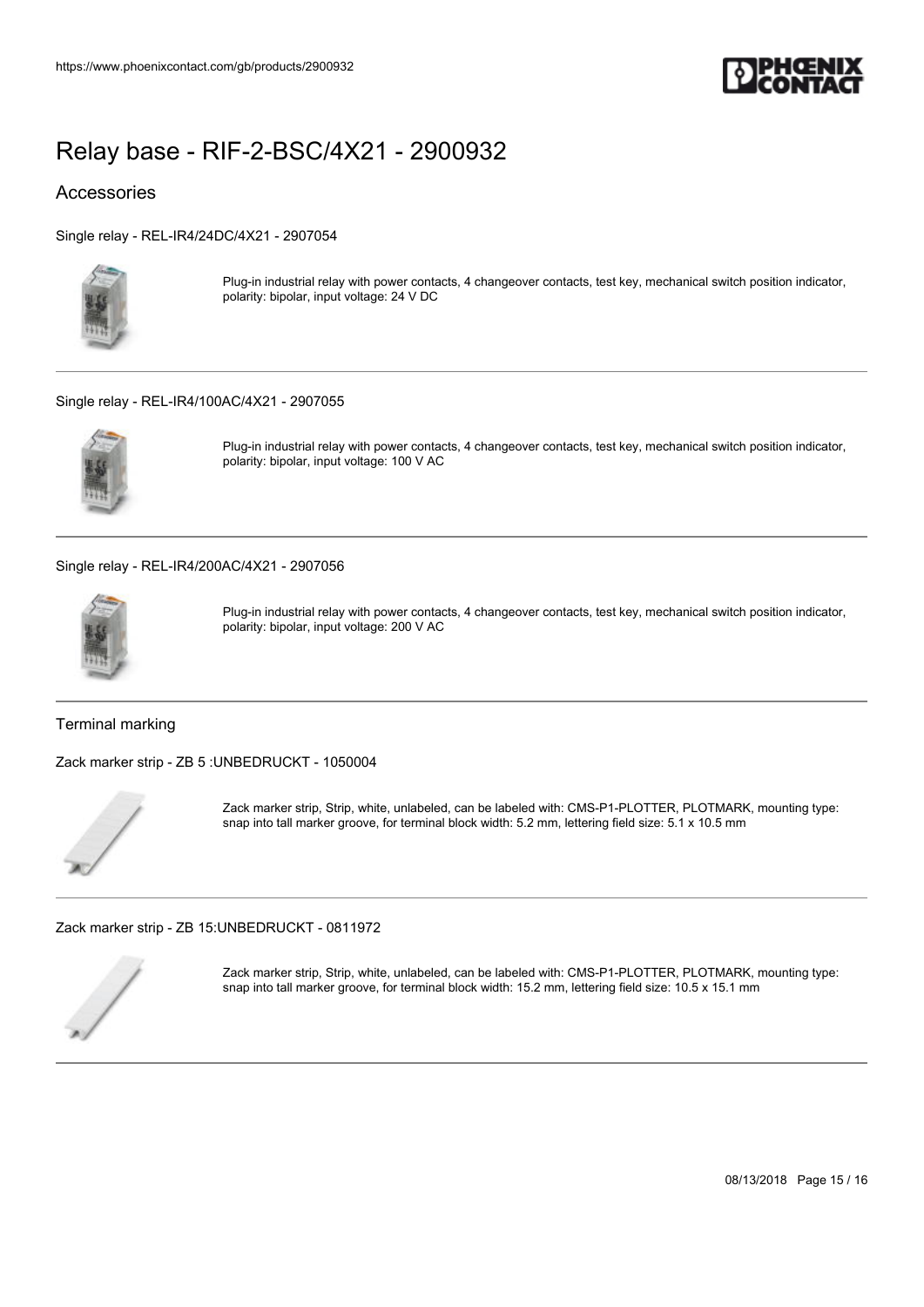# Relay base - RIF-2-BSC/4X21 - 2900932

## Accessories

Single relay - REL-IR4/24DC/4X21 - 2907054

Plug-in industrial relay with power contacts, 4 changeover contacts, test key, mechanical switch position indicator, polarity: bipolar, input voltage: 24 V DC

Single relay - REL-IR4/100AC/4X21 - 2907055

Plug-in industrial relay with power contacts, 4 changeover contacts, test key, mechanical switch position indicator, polarity: bipolar, input voltage: 100 V AC

Single relay - REL-IR4/200AC/4X21 - 2907056

Plug-in industrial relay with power contacts, 4 changeover contacts, test key, mechanical switch position indicator, polarity: bipolar, input voltage: 200 V AC

### Terminal marking

Zack marker strip - ZB 5 :UNBEDRUCKT - 1050004

Zack marker strip, Strip, white, unlabeled, can be labeled with: CMS-P1-PLOTTER, PLOTMARK, mounting type: snap into tall marker groove, for terminal block width: 5.2 mm, lettering field size: 5.1 x 10.5 mm

Zack marker strip - ZB 15:UNBEDRUCKT - 0811972

Zack marker strip, Strip, white, unlabeled, can be labeled with: CMS-P1-PLOTTER, PLOTMARK, mounting type: snap into tall marker groove, for terminal block width: 15.2 mm, lettering field size: 10.5 x 15.1 mm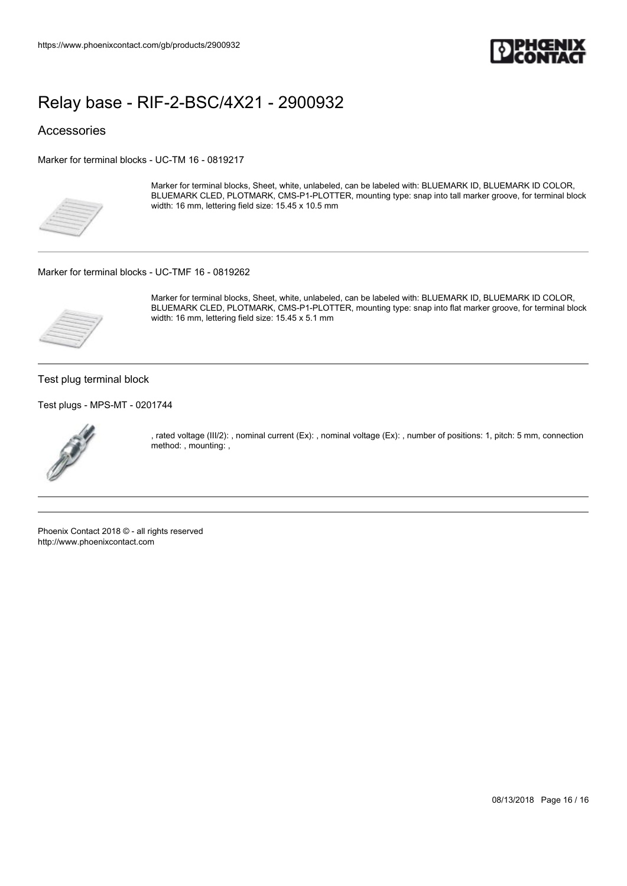# Relay base - RIF-2-BSC/4X21 - 2900932

## Accessories

Marker for terminal blocks - UC-TM 16 - 0819217

Marker for terminal blocks, Sheet, white, unlabeled, can be labeled with: BLUEMARK ID, BLUEMARK ID COLOR, BLUEMARK CLED, PLOTMARK, CMS-P1-PLOTTER, mounting type: snap into tall marker groove, for terminal block width: 16 mm, lettering field size: 15.45 x 10.5 mm

Marker for terminal blocks - UC-TMF 16 - 0819262

Marker for terminal blocks, Sheet, white, unlabeled, can be labeled with: BLUEMARK ID, BLUEMARK ID COLOR, BLUEMARK CLED, PLOTMARK, CMS-P1-PLOTTER, mounting type: snap into flat marker groove, for terminal block width: 16 mm, lettering field size: 15.45 x 5.1 mm

### Test plug terminal block

Test plugs - MPS-MT - 0201744

, rated voltage (III/2): , nominal current (Ex): , nominal voltage (Ex): , number of positions: 1, pitch: 5 mm, connection method: , mounting: ,

Phoenix Contact 2018 © - all rights reserved
http://www.phoenixcontact.com